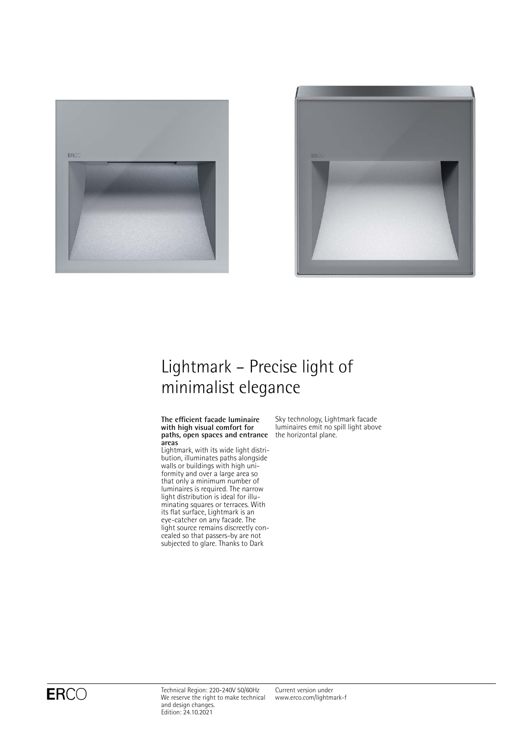# Lightmark – Precise light of minimalist elegance

**The efficient facade luminaire with high visual comfort for paths, open spaces and entrance areas**

Lightmark, with its wide light distribution, illuminates paths alongside walls or buildings with high uniformity and over a large area so that only a minimum number of luminaires is required. The narrow light distribution is ideal for illuminating squares or terraces. With its flat surface, Lightmark is an eye-catcher on any facade. The light source remains discreetly concealed so that passers-by are not subjected to glare. Thanks to Dark Sky technology, Lightmark facade luminaires emit no spill light above the horizontal plane.

Technical Region: 220-240V 50/60Hz
We reserve the right to make technical and design changes.
Edition: 24.10.2021

Current version under
www.erco.com/lightmark-f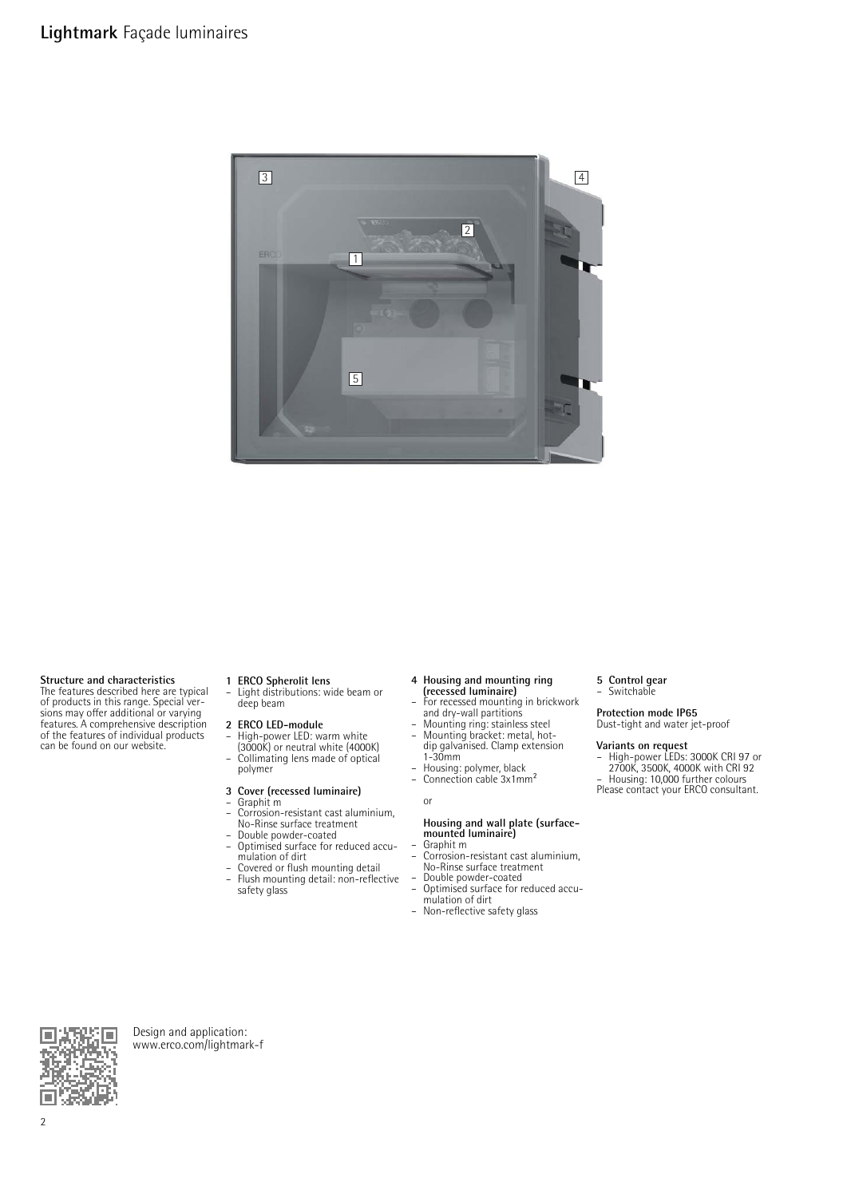## Lightmark Façade luminaires

**Structure and characteristics**
The features described here are typical of products in this range. Special versions may offer additional or varying features. A comprehensive description of the features of individual products can be found on our website.

**1 ERCO Spherolit lens**
- Light distributions: wide beam or deep beam

**2 ERCO LED-module**
- High-power LED: warm white (3000K) or neutral white (4000K)
- Collimating lens made of optical polymer

**3 Cover (recessed luminaire)**
- Graphit m
- Corrosion-resistant cast aluminium, No-Rinse surface treatment
- Double powder-coated
- Optimised surface for reduced accumulation of dirt
- Covered or flush mounting detail
- Flush mounting detail: non-reflective safety glass

**4 Housing and mounting ring (recessed luminaire)**
- For recessed mounting in brickwork and dry-wall partitions
- Mounting ring: stainless steel
- Mounting bracket: metal, hot-dip galvanised. Clamp extension 1-30mm
- Housing: polymer, black
- Connection cable 3x1mm²

or

**Housing and wall plate (surface-mounted luminaire)**
- Graphit m
- Corrosion-resistant cast aluminium, No-Rinse surface treatment
- Double powder-coated
- Optimised surface for reduced accumulation of dirt
- Non-reflective safety glass

**5 Control gear**
- Switchable

**Protection mode IP65**
Dust-tight and water jet-proof

**Variants on request**
- High-power LEDs: 3000K CRI 97 or 2700K, 3500K, 4000K with CRI 92
- Housing: 10,000 further colours

Please contact your ERCO consultant.

Design and application:
www.erco.com/lightmark-f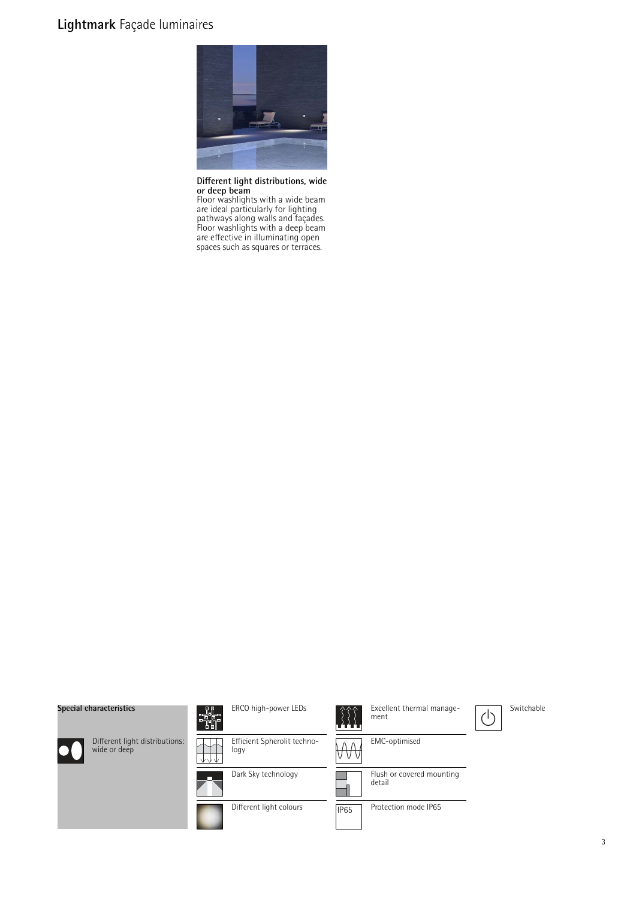# **Lightmark** Façade luminaires

**Different light distributions, wide or deep beam**
Floor washlights with a wide beam are ideal particularly for lighting pathways along walls and façades. Floor washlights with a deep beam are effective in illuminating open spaces such as squares or terraces.

**Special characteristics**

- Different light distributions: wide or deep
- ERCO high-power LEDs
- Efficient Spherolit technology
- Dark Sky technology
- Different light colours
- Excellent thermal management
- EMC-optimised
- Flush or covered mounting detail
- Protection mode IP65
- Switchable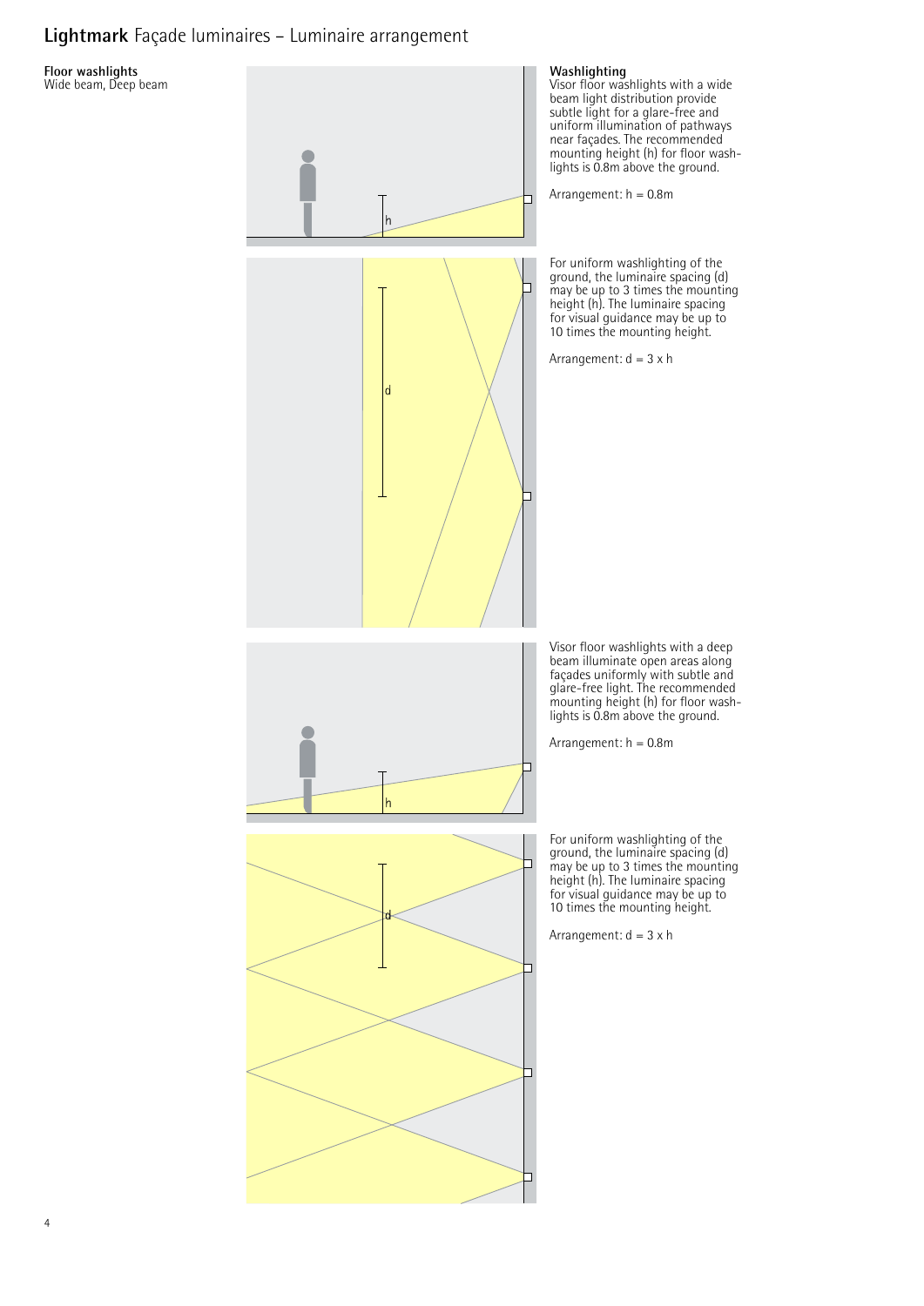# **Lightmark** Façade luminaires – Luminaire arrangement

**Floor washlights**
Wide beam, Deep beam

**Washlighting**
Visor floor washlights with a wide beam light distribution provide subtle light for a glare-free and uniform illumination of pathways near façades. The recommended mounting height (h) for floor washlights is 0.8m above the ground.

Arrangement: h = 0.8m

For uniform washlighting of the ground, the luminaire spacing (d) may be up to 3 times the mounting height (h). The luminaire spacing for visual guidance may be up to 10 times the mounting height.

Arrangement: d = 3 x h

Visor floor washlights with a deep beam illuminate open areas along façades uniformly with subtle and glare-free light. The recommended mounting height (h) for floor washlights is 0.8m above the ground.

Arrangement: h = 0.8m

For uniform washlighting of the ground, the luminaire spacing (d) may be up to 3 times the mounting height (h). The luminaire spacing for visual guidance may be up to 10 times the mounting height.

Arrangement: d = 3 x h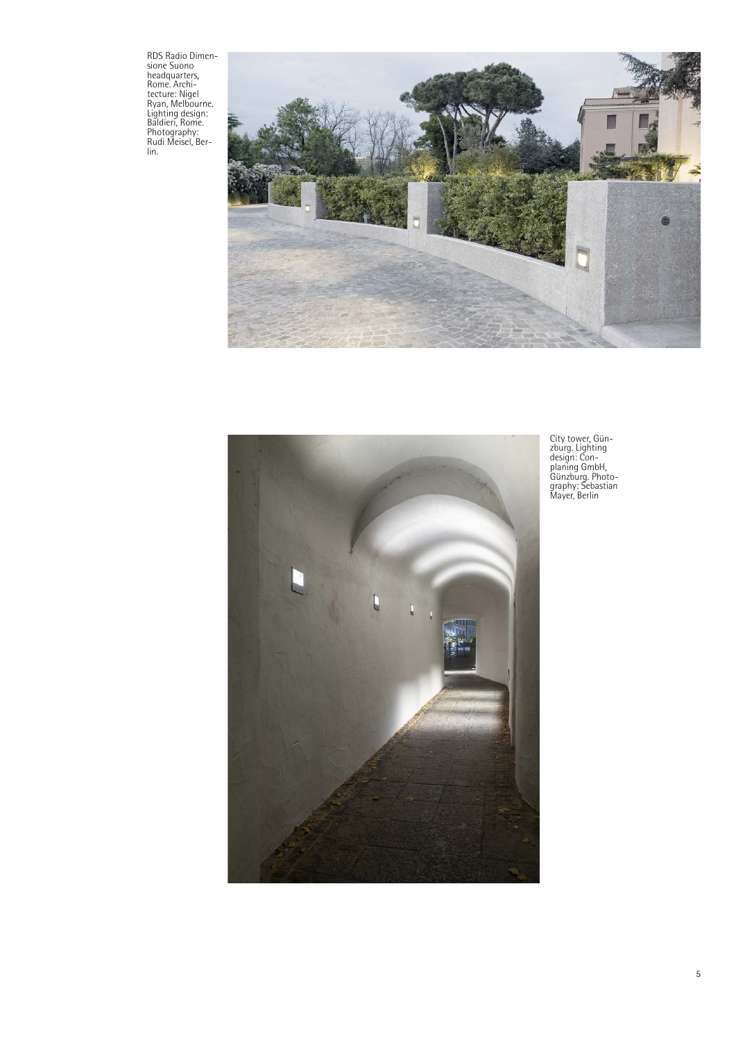RDS Radio Dimensione Suono headquarters, Rome. Architecture: Nigel Ryan, Melbourne. Lighting design: Baldieri, Rome. Photography: Rudi Meisel, Berlin.

City tower, Günzburg. Lighting design: Conplaning GmbH, Günzburg. Photography: Sebastian Mayer, Berlin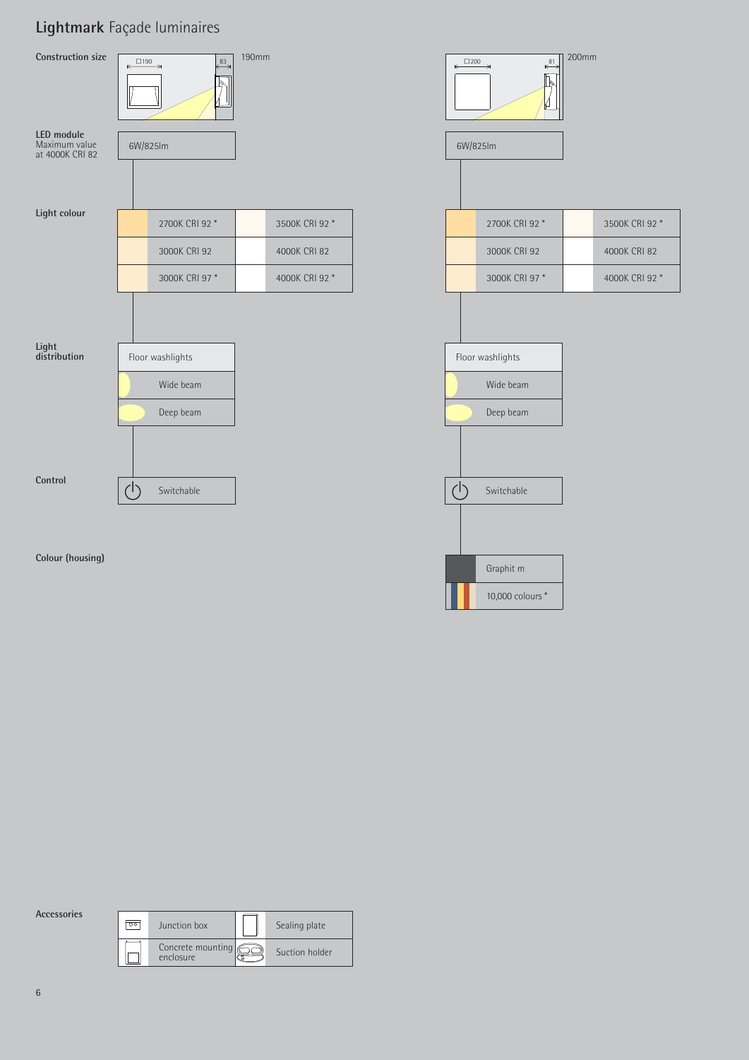# **Lightmark** Façade luminaires

| | 190mm | 200mm |
|---|---|---|
| **Construction size** | □190, 83 | □200, 81 |
| **LED module** Maximum value at 4000K CRI 82 | 6W/825lm | 6W/825lm |
| **Light colour** | 2700K CRI 92 * / 3500K CRI 92 * / 3000K CRI 92 / 4000K CRI 82 / 3000K CRI 97 * / 4000K CRI 92 * | 2700K CRI 92 * / 3500K CRI 92 * / 3000K CRI 92 / 4000K CRI 82 / 3000K CRI 97 * / 4000K CRI 92 * |
| **Light distribution** | Floor washlights: Wide beam, Deep beam | Floor washlights: Wide beam, Deep beam |
| **Control** | Switchable | Switchable |
| **Colour (housing)** | | Graphit m / 10,000 colours * |

**Accessories**

| | |
|---|---|
| Junction box | Sealing plate |
| Concrete mounting enclosure | Suction holder |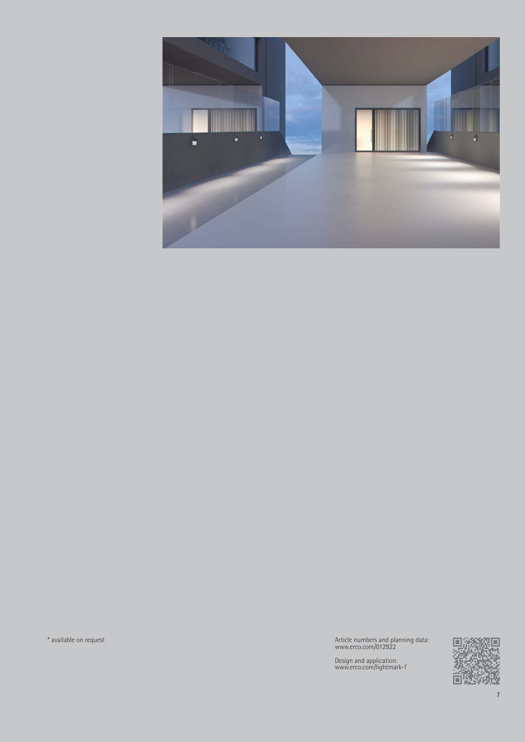* available on request

Article numbers and planning data:
www.erco.com/012922

Design and application:
www.erco.com/lightmark-f